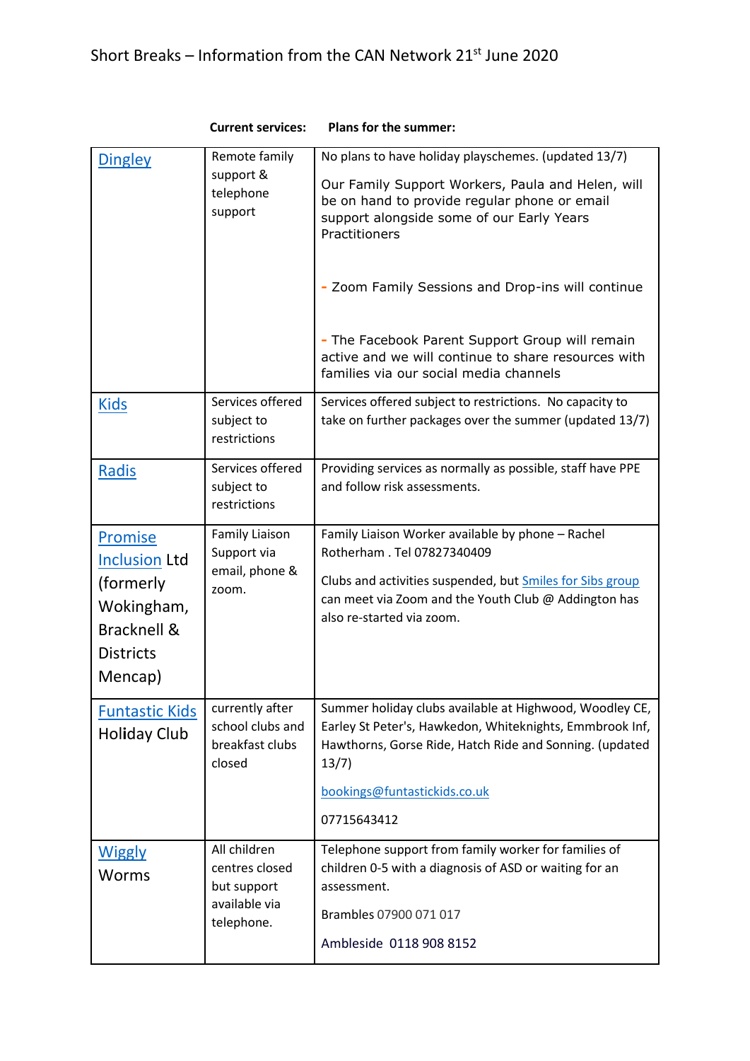# Short Breaks – Information from the CAN Network 21st June 2020

| | Current services: | Plans for the summer: |
|---|---|---|
| Dingley | Remote family support & telephone support | No plans to have holiday playschemes. (updated 13/7)<br><br>Our Family Support Workers, Paula and Helen, will be on hand to provide regular phone or email support alongside some of our Early Years Practitioners<br><br>- Zoom Family Sessions and Drop-ins will continue<br><br>- The Facebook Parent Support Group will remain active and we will continue to share resources with families via our social media channels |
| Kids | Services offered subject to restrictions | Services offered subject to restrictions. No capacity to take on further packages over the summer (updated 13/7) |
| Radis | Services offered subject to restrictions | Providing services as normally as possible, staff have PPE and follow risk assessments. |
| Promise Inclusion Ltd (formerly Wokingham, Bracknell & Districts Mencap) | Family Liaison Support via email, phone & zoom. | Family Liaison Worker available by phone – Rachel Rotherham . Tel 07827340409<br><br>Clubs and activities suspended, but Smiles for Sibs group can meet via Zoom and the Youth Club @ Addington has also re-started via zoom. |
| Funtastic Kids Holiday Club | currently after school clubs and breakfast clubs closed | Summer holiday clubs available at Highwood, Woodley CE, Earley St Peter's, Hawkedon, Whiteknights, Emmbrook Inf, Hawthorns, Gorse Ride, Hatch Ride and Sonning. (updated 13/7)<br><br>bookings@funtastickids.co.uk<br><br>07715643412 |
| Wiggly Worms | All children centres closed but support available via telephone. | Telephone support from family worker for families of children 0-5 with a diagnosis of ASD or waiting for an assessment.<br><br>Brambles 07900 071 017<br><br>Ambleside 0118 908 8152 |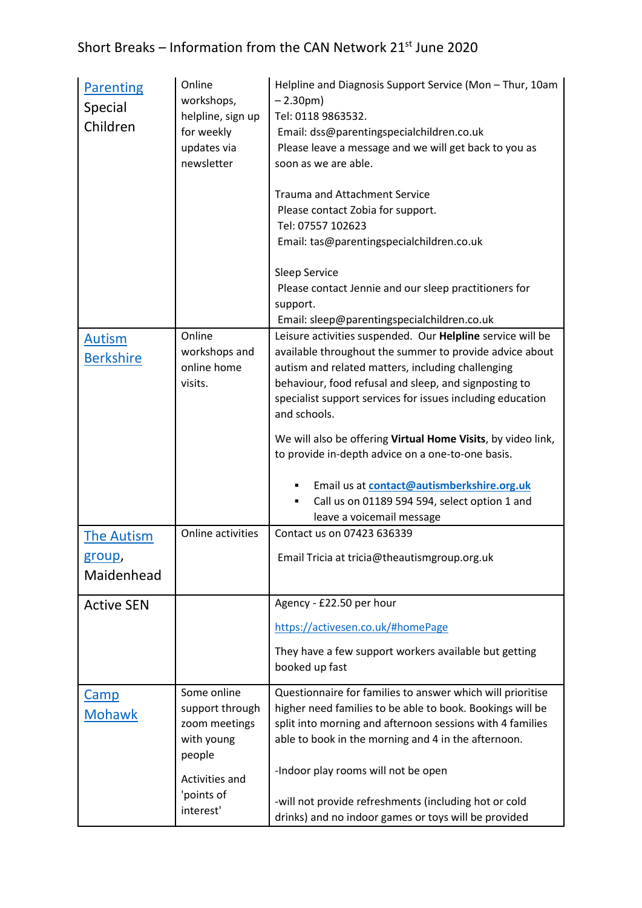| | | |
|---|---|---|
| [Parenting](#) Special Children | Online workshops, helpline, sign up for weekly updates via newsletter | Helpline and Diagnosis Support Service (Mon – Thur, 10am – 2.30pm)<br>Tel: 0118 9863532.<br>Email: dss@parentingspecialchildren.co.uk<br>Please leave a message and we will get back to you as soon as we are able.<br><br>Trauma and Attachment Service<br>Please contact Zobia for support.<br>Tel: 07557 102623<br>Email: tas@parentingspecialchildren.co.uk<br><br>Sleep Service<br>Please contact Jennie and our sleep practitioners for support.<br>Email: sleep@parentingspecialchildren.co.uk |
| [Autism Berkshire](#) | Online workshops and online home visits. | Leisure activities suspended. Our **Helpline** service will be available throughout the summer to provide advice about autism and related matters, including challenging behaviour, food refusal and sleep, and signposting to specialist support services for issues including education and schools.<br><br>We will also be offering **Virtual Home Visits**, by video link, to provide in-depth advice on a one-to-one basis.<br><br>▪ Email us at **contact@autismberkshire.org.uk**<br>▪ Call us on 01189 594 594, select option 1 and leave a voicemail message |
| [The Autism group](#), Maidenhead | Online activities | Contact us on 07423 636339<br><br>Email Tricia at tricia@theautismgroup.org.uk |
| Active SEN | | Agency - £22.50 per hour<br><br>https://activesen.co.uk/#homePage<br><br>They have a few support workers available but getting booked up fast |
| [Camp Mohawk](#) | Some online support through zoom meetings with young people<br><br>Activities and 'points of interest' | Questionnaire for families to answer which will prioritise higher need families to be able to book. Bookings will be split into morning and afternoon sessions with 4 families able to book in the morning and 4 in the afternoon.<br><br>-Indoor play rooms will not be open<br><br>-will not provide refreshments (including hot or cold drinks) and no indoor games or toys will be provided |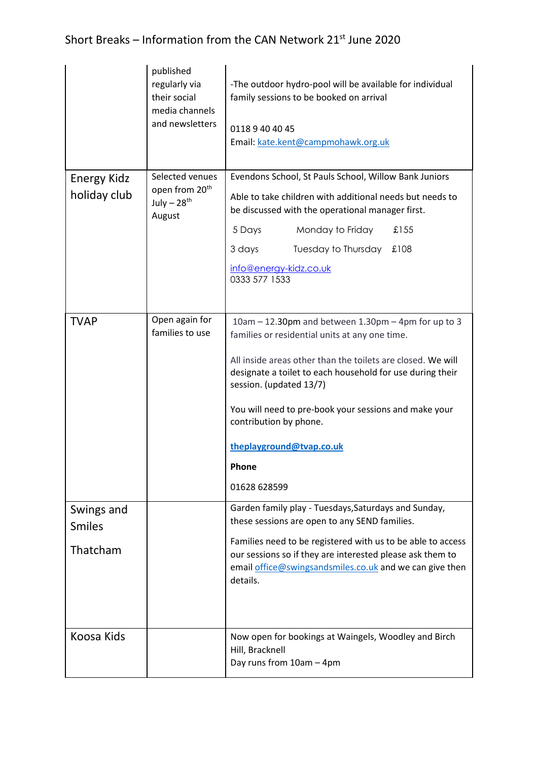| | | |
|---|---|---|
| | published regularly via their social media channels and newsletters | -The outdoor hydro-pool will be available for individual family sessions to be booked on arrival<br><br>0118 9 40 40 45<br>Email: kate.kent@campmohawk.org.uk |
| Energy Kidz holiday club | Selected venues open from 20th July – 28th August | Evendons School, St Pauls School, Willow Bank Juniors<br><br>Able to take children with additional needs but needs to be discussed with the operational manager first.<br><br>5 Days Monday to Friday £155<br><br>3 days Tuesday to Thursday £108<br><br>info@energy-kidz.co.uk<br>0333 577 1533 |
| TVAP | Open again for families to use | 10am – 12.30pm and between 1.30pm – 4pm for up to 3 families or residential units at any one time.<br><br>All inside areas other than the toilets are closed. We will designate a toilet to each household for use during their session. (updated 13/7)<br><br>You will need to pre-book your sessions and make your contribution by phone.<br><br>**theplayground@tvap.co.uk**<br><br>**Phone**<br><br>01628 628599 |
| Swings and Smiles<br><br>Thatcham | | Garden family play - Tuesdays,Saturdays and Sunday, these sessions are open to any SEND families.<br><br>Families need to be registered with us to be able to access our sessions so if they are interested please ask them to email office@swingsandsmiles.co.uk and we can give then details. |
| Koosa Kids | | Now open for bookings at Waingels, Woodley and Birch Hill, Bracknell<br>Day runs from 10am – 4pm |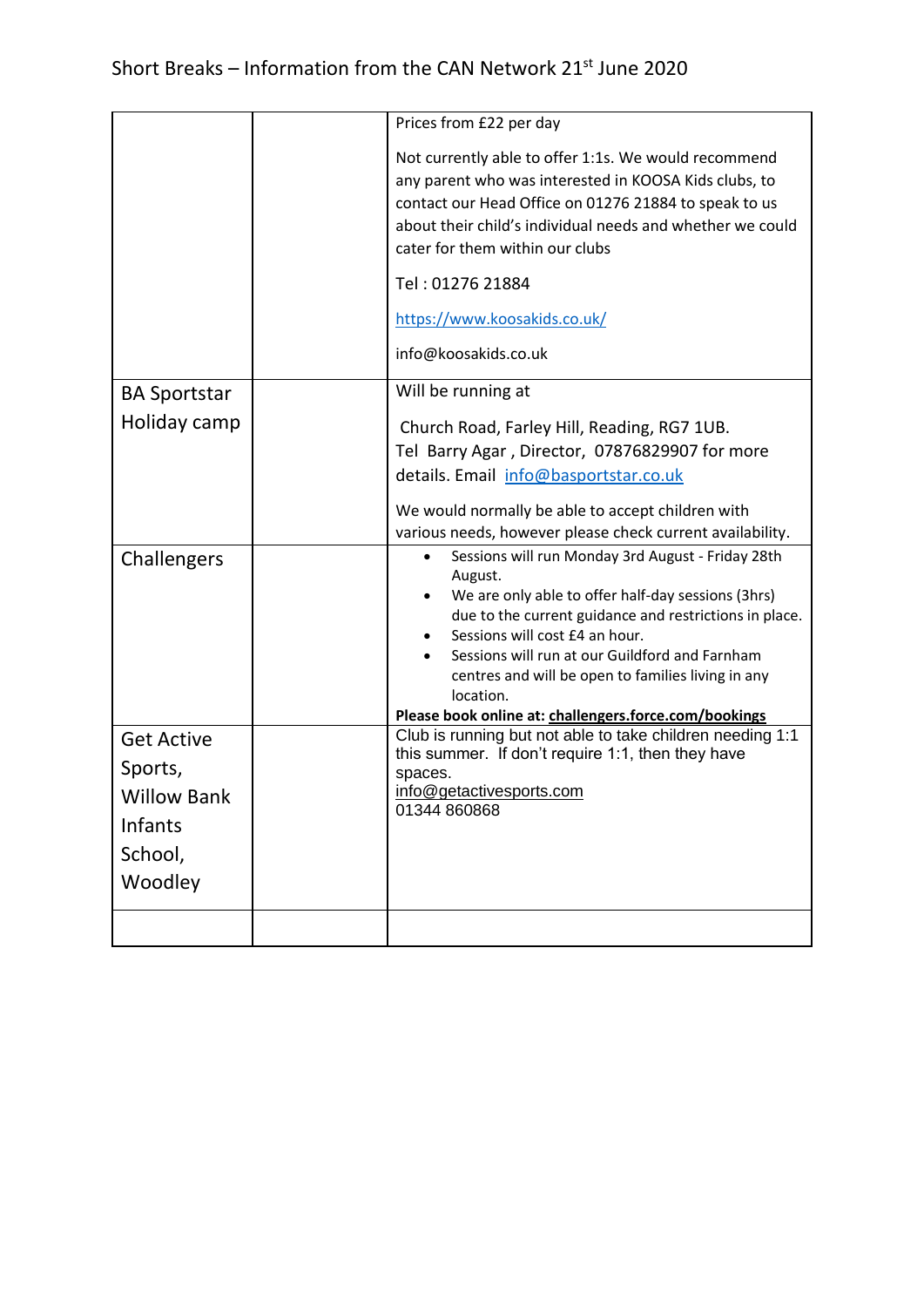| | | |
|---|---|---|
| | | Prices from £22 per day<br><br>Not currently able to offer 1:1s. We would recommend any parent who was interested in KOOSA Kids clubs, to contact our Head Office on 01276 21884 to speak to us about their child's individual needs and whether we could cater for them within our clubs<br><br>Tel : 01276 21884<br><br>https://www.koosakids.co.uk/<br><br>info@koosakids.co.uk |
| BA Sportstar Holiday camp | | Will be running at<br><br>Church Road, Farley Hill, Reading, RG7 1UB. Tel Barry Agar , Director, 07876829907 for more details. Email info@basportstar.co.uk<br><br>We would normally be able to accept children with various needs, however please check current availability. |
| Challengers | | • Sessions will run Monday 3rd August - Friday 28th August.<br>• We are only able to offer half-day sessions (3hrs) due to the current guidance and restrictions in place.<br>• Sessions will cost £4 an hour.<br>• Sessions will run at our Guildford and Farnham centres and will be open to families living in any location.<br>**Please book online at: challengers.force.com/bookings** |
| Get Active Sports, Willow Bank Infants School, Woodley | | Club is running but not able to take children needing 1:1 this summer. If don't require 1:1, then they have spaces.<br>info@getactivesports.com<br>01344 860868 |
| | | |